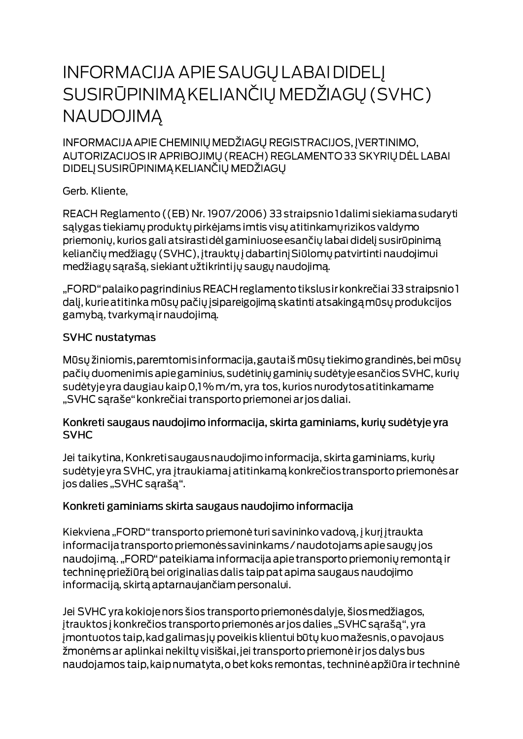# INFORMACIJA APIE SAUGŲ LABAI DIDELĮ SUSIRŪPINIMĄ KELIANČIŲ MEDŽIAGŲ (SVHC) NAUDOJIMĄ

## INFORMACIJA APIE CHEMINIŲ MEDŽIAGŲ REGISTRACIJOS, ĮVERTINIMO, AUTORIZACIJOS IR APRIBOJIMŲ (REACH) REGLAMENTO 33 SKYRIŲ DĖL LABAI DIDELĮ SUSIRŪPINIMĄ KELIANČIŲ MEDŽIAGŲ

Gerb. Kliente,

REACH Reglamento ((EB) Nr. 1907/2006) 33 straipsnio 1 dalimi siekiama sudaryti sąlygas tiekiamų produktų pirkėjams imtis visų atitinkamų rizikos valdymo priemonių, kurios gali atsirasti dėl gaminiuose esančių labai didelį susirūpinimą keliančių medžiagų (SVHC), įtrauktų į dabartinį Siūlomų patvirtinti naudojimui medžiagų sąrašą, siekiant užtikrinti jų saugų naudojimą.

„FORD" palaiko pagrindinius REACH reglamento tikslus ir konkrečiai 33 straipsnio 1 dalį, kurie atitinka mūsų pačių įsipareigojimą skatinti atsakingą mūsų produkcijos gamybą, tvarkymą ir naudojimą.

### SVHC nustatymas

Mūsų žiniomis, paremtomis informacija, gauta iš mūsų tiekimo grandinės, bei mūsų pačių duomenimis apie gaminius, sudėtinių gaminių sudėtyje esančios SVHC, kurių sudėtyje yra daugiau kaip 0,1 % m/m, yra tos, kurios nurodytos atitinkamame „SVHC sąraše" konkrečiai transporto priemonei ar jos daliai.

### Konkreti saugaus naudojimo informacija, skirta gaminiams, kurių sudėtyje yra SVHC

Jei taikytina, Konkreti saugaus naudojimo informacija, skirta gaminiams, kurių sudėtyje yra SVHC, yra įtraukiama į atitinkamą konkrečios transporto priemonės ar jos dalies „SVHC sąrašą".

### Konkreti gaminiams skirta saugaus naudojimo informacija

Kiekviena „FORD" transporto priemonė turi savininko vadovą, į kurį įtraukta informacija transporto priemonės savininkams / naudotojams apie saugų jos naudojimą. „FORD" pateikiama informacija apie transporto priemonių remontą ir techninę priežiūrą bei originalias dalis taip pat apima saugaus naudojimo informaciją, skirtą aptarnaujančiam personalui.

Jei SVHC yra kokioje nors šios transporto priemonės dalyje, šios medžiagos, įtrauktos į konkrečios transporto priemonės ar jos dalies „SVHC sąrašą", yra įmontuotos taip, kad galimas jų poveikis klientui būtų kuo mažesnis, o pavojaus žmonėms ar aplinkai nekiltų visiškai, jei transporto priemonė ir jos dalys bus naudojamos taip, kaip numatyta, o bet koks remontas, techninė apžiūra ir techninė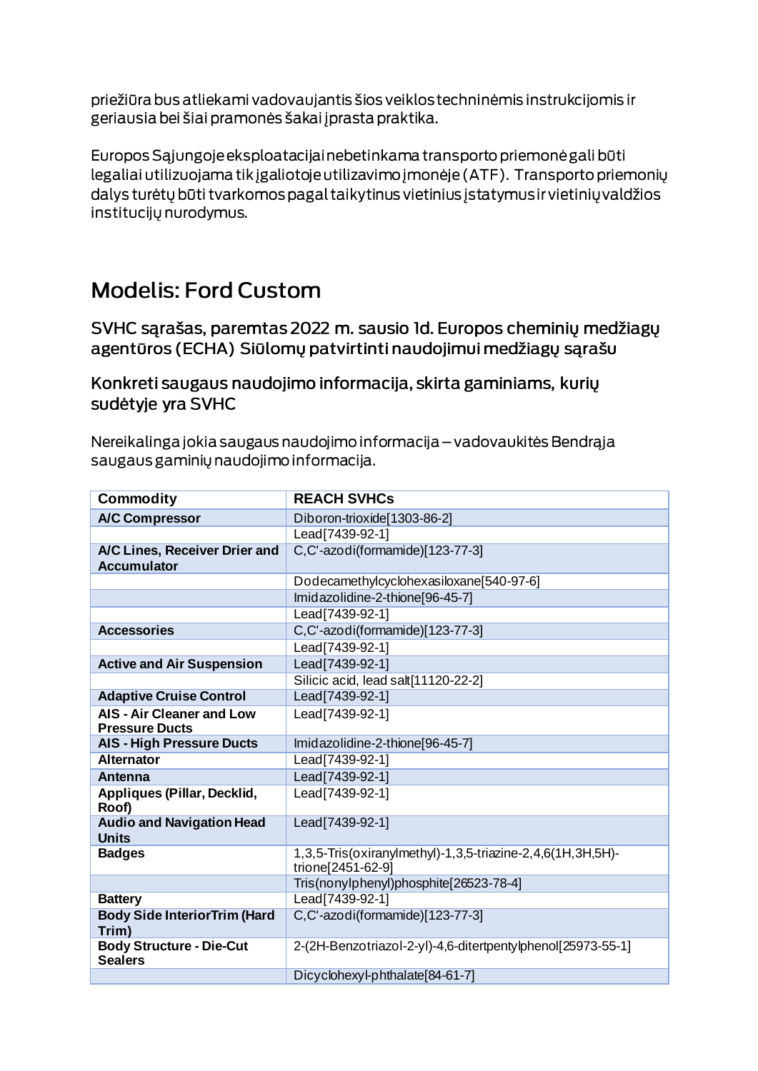priežiūra bus atliekami vadovaujantis šios veiklos techninėmis instrukcijomis ir geriausia bei šiai pramonės šakai įprasta praktika.

Europos Sąjungoje eksploatacijai nebetinkama transporto priemonė gali būti legaliai utilizuojama tik įgaliotoje utilizavimo įmonėje (ATF). Transporto priemonių dalys turėtų būti tvarkomos pagal taikytinus vietinius įstatymus ir vietinių valdžios institucijų nurodymus.

# Modelis: Ford Custom

## SVHC sąrašas, paremtas 2022 m. sausio 1d. Europos cheminių medžiagų agentūros (ECHA) Siūlomų patvirtinti naudojimui medžiagų sąrašu

## Konkreti saugaus naudojimo informacija, skirta gaminiams, kurių sudėtyje yra SVHC

Nereikalinga jokia saugaus naudojimo informacija – vadovaukitės Bendrąja saugaus gaminių naudojimo informacija.

| Commodity | REACH SVHCs |
|---|---|
| **A/C Compressor** | Diboron-trioxide[1303-86-2] |
| | Lead[7439-92-1] |
| **A/C Lines, Receiver Drier and Accumulator** | C,C'-azodi(formamide)[123-77-3] |
| | Dodecamethylcyclohexasiloxane[540-97-6] |
| | Imidazolidine-2-thione[96-45-7] |
| | Lead[7439-92-1] |
| **Accessories** | C,C'-azodi(formamide)[123-77-3] |
| | Lead[7439-92-1] |
| **Active and Air Suspension** | Lead[7439-92-1] |
| | Silicic acid, lead salt[11120-22-2] |
| **Adaptive Cruise Control** | Lead[7439-92-1] |
| **AIS - Air Cleaner and Low Pressure Ducts** | Lead[7439-92-1] |
| **AIS - High Pressure Ducts** | Imidazolidine-2-thione[96-45-7] |
| **Alternator** | Lead[7439-92-1] |
| **Antenna** | Lead[7439-92-1] |
| **Appliques (Pillar, Decklid, Roof)** | Lead[7439-92-1] |
| **Audio and Navigation Head Units** | Lead[7439-92-1] |
| **Badges** | 1,3,5-Tris(oxiranylmethyl)-1,3,5-triazine-2,4,6(1H,3H,5H)-trione[2451-62-9] |
| | Tris(nonylphenyl)phosphite[26523-78-4] |
| **Battery** | Lead[7439-92-1] |
| **Body Side InteriorTrim (Hard Trim)** | C,C'-azodi(formamide)[123-77-3] |
| **Body Structure - Die-Cut Sealers** | 2-(2H-Benzotriazol-2-yl)-4,6-ditertpentylphenol[25973-55-1] |
| | Dicyclohexyl-phthalate[84-61-7] |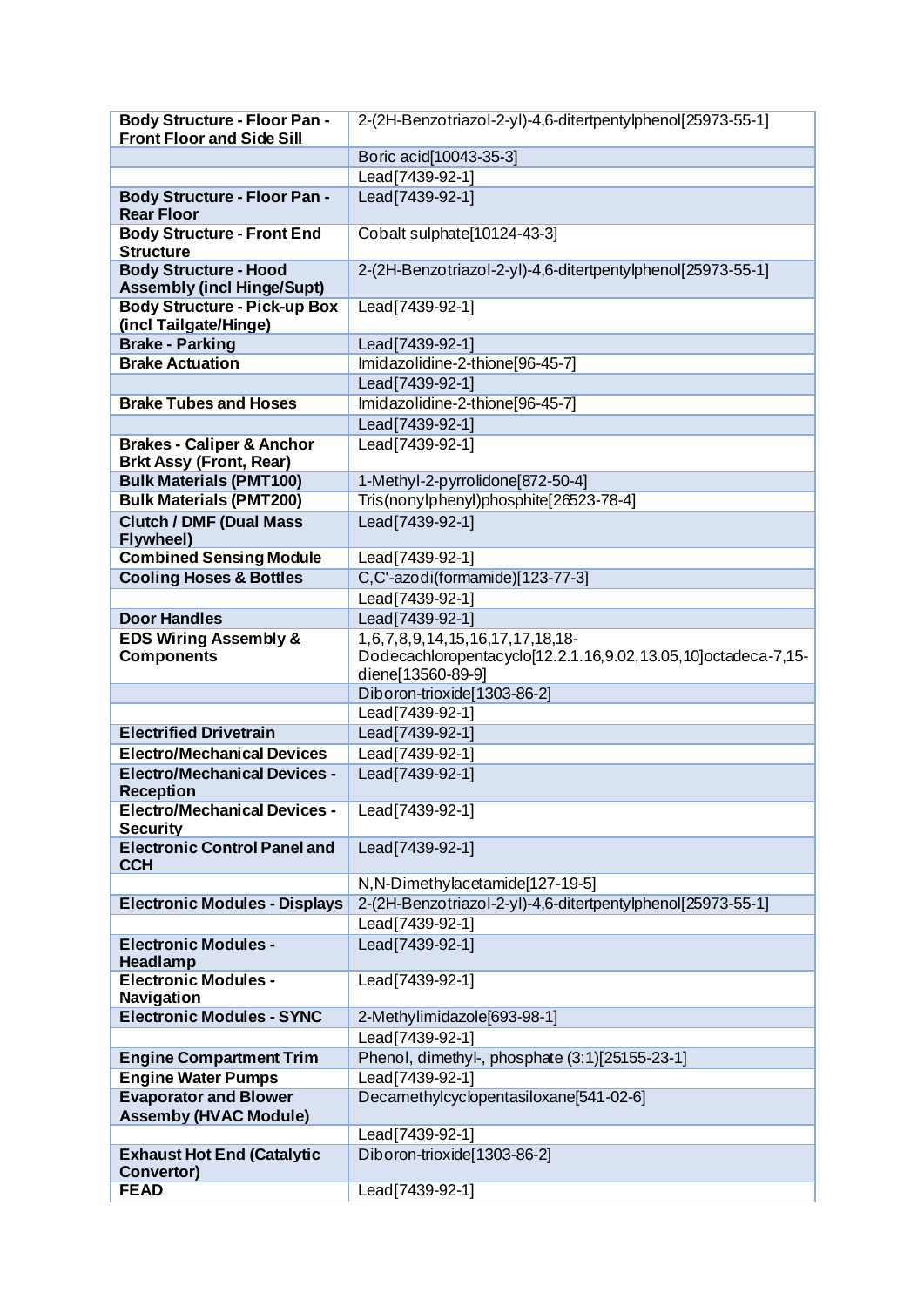| **Body Structure - Floor Pan - Front Floor and Side Sill** | 2-(2H-Benzotriazol-2-yl)-4,6-ditertpentylphenol[25973-55-1] |
|---|---|
| | Boric acid[10043-35-3] |
| | Lead[7439-92-1] |
| **Body Structure - Floor Pan - Rear Floor** | Lead[7439-92-1] |
| **Body Structure - Front End Structure** | Cobalt sulphate[10124-43-3] |
| **Body Structure - Hood Assembly (incl Hinge/Supt)** | 2-(2H-Benzotriazol-2-yl)-4,6-ditertpentylphenol[25973-55-1] |
| **Body Structure - Pick-up Box (incl Tailgate/Hinge)** | Lead[7439-92-1] |
| **Brake - Parking** | Lead[7439-92-1] |
| **Brake Actuation** | Imidazolidine-2-thione[96-45-7] |
| | Lead[7439-92-1] |
| **Brake Tubes and Hoses** | Imidazolidine-2-thione[96-45-7] |
| | Lead[7439-92-1] |
| **Brakes - Caliper & Anchor Brkt Assy (Front, Rear)** | Lead[7439-92-1] |
| **Bulk Materials (PMT100)** | 1-Methyl-2-pyrrolidone[872-50-4] |
| **Bulk Materials (PMT200)** | Tris(nonylphenyl)phosphite[26523-78-4] |
| **Clutch / DMF (Dual Mass Flywheel)** | Lead[7439-92-1] |
| **Combined Sensing Module** | Lead[7439-92-1] |
| **Cooling Hoses & Bottles** | C,C'-azodi(formamide)[123-77-3] |
| | Lead[7439-92-1] |
| **Door Handles** | Lead[7439-92-1] |
| **EDS Wiring Assembly & Components** | 1,6,7,8,9,14,15,16,17,17,18,18-Dodecachloropentacyclo[12.2.1.16,9.02,13.05,10]octadeca-7,15-diene[13560-89-9] |
| | Diboron-trioxide[1303-86-2] |
| | Lead[7439-92-1] |
| **Electrified Drivetrain** | Lead[7439-92-1] |
| **Electro/Mechanical Devices** | Lead[7439-92-1] |
| **Electro/Mechanical Devices - Reception** | Lead[7439-92-1] |
| **Electro/Mechanical Devices - Security** | Lead[7439-92-1] |
| **Electronic Control Panel and CCH** | Lead[7439-92-1] |
| | N,N-Dimethylacetamide[127-19-5] |
| **Electronic Modules - Displays** | 2-(2H-Benzotriazol-2-yl)-4,6-ditertpentylphenol[25973-55-1] |
| | Lead[7439-92-1] |
| **Electronic Modules - Headlamp** | Lead[7439-92-1] |
| **Electronic Modules - Navigation** | Lead[7439-92-1] |
| **Electronic Modules - SYNC** | 2-Methylimidazole[693-98-1] |
| | Lead[7439-92-1] |
| **Engine Compartment Trim** | Phenol, dimethyl-, phosphate (3:1)[25155-23-1] |
| **Engine Water Pumps** | Lead[7439-92-1] |
| **Evaporator and Blower Assemby (HVAC Module)** | Decamethylcyclopentasiloxane[541-02-6] |
| | Lead[7439-92-1] |
| **Exhaust Hot End (Catalytic Convertor)** | Diboron-trioxide[1303-86-2] |
| **FEAD** | Lead[7439-92-1] |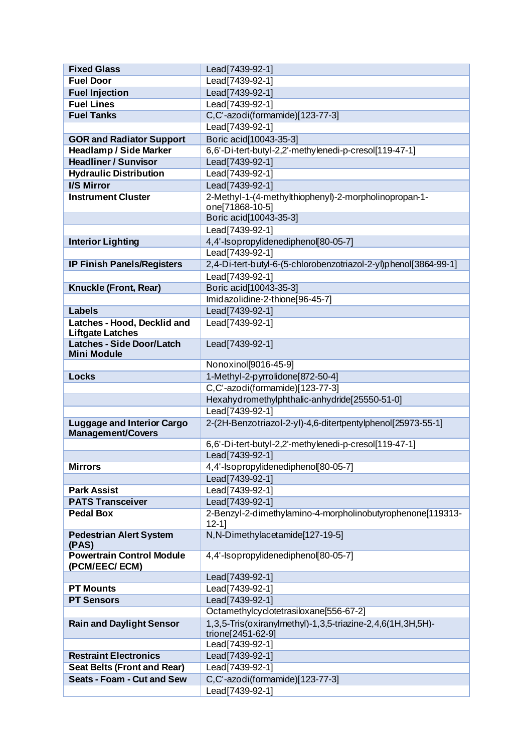| **Fixed Glass** | Lead[7439-92-1] |
|---|---|
| **Fuel Door** | Lead[7439-92-1] |
| **Fuel Injection** | Lead[7439-92-1] |
| **Fuel Lines** | Lead[7439-92-1] |
| **Fuel Tanks** | C,C'-azodi(formamide)[123-77-3] |
| | Lead[7439-92-1] |
| **GOR and Radiator Support** | Boric acid[10043-35-3] |
| **Headlamp / Side Marker** | 6,6'-Di-tert-butyl-2,2'-methylenedi-p-cresol[119-47-1] |
| **Headliner / Sunvisor** | Lead[7439-92-1] |
| **Hydraulic Distribution** | Lead[7439-92-1] |
| **I/S Mirror** | Lead[7439-92-1] |
| **Instrument Cluster** | 2-Methyl-1-(4-methylthiophenyl)-2-morpholinopropan-1-one[71868-10-5] |
| | Boric acid[10043-35-3] |
| | Lead[7439-92-1] |
| **Interior Lighting** | 4,4'-Isopropylidenediphenol[80-05-7] |
| | Lead[7439-92-1] |
| **IP Finish Panels/Registers** | 2,4-Di-tert-butyl-6-(5-chlorobenzotriazol-2-yl)phenol[3864-99-1] |
| | Lead[7439-92-1] |
| **Knuckle (Front, Rear)** | Boric acid[10043-35-3] |
| | Imidazolidine-2-thione[96-45-7] |
| **Labels** | Lead[7439-92-1] |
| **Latches - Hood, Decklid and Liftgate Latches** | Lead[7439-92-1] |
| **Latches - Side Door/Latch Mini Module** | Lead[7439-92-1] |
| | Nonoxinol[9016-45-9] |
| **Locks** | 1-Methyl-2-pyrrolidone[872-50-4] |
| | C,C'-azodi(formamide)[123-77-3] |
| | Hexahydromethylphthalic-anhydride[25550-51-0] |
| | Lead[7439-92-1] |
| **Luggage and Interior Cargo Management/Covers** | 2-(2H-Benzotriazol-2-yl)-4,6-ditertpentylphenol[25973-55-1] |
| | 6,6'-Di-tert-butyl-2,2'-methylenedi-p-cresol[119-47-1] |
| | Lead[7439-92-1] |
| **Mirrors** | 4,4'-Isopropylidenediphenol[80-05-7] |
| | Lead[7439-92-1] |
| **Park Assist** | Lead[7439-92-1] |
| **PATS Transceiver** | Lead[7439-92-1] |
| **Pedal Box** | 2-Benzyl-2-dimethylamino-4-morpholinobutyrophenone[119313-12-1] |
| **Pedestrian Alert System (PAS)** | N,N-Dimethylacetamide[127-19-5] |
| **Powertrain Control Module (PCM/EEC/ ECM)** | 4,4'-Isopropylidenediphenol[80-05-7] |
| | Lead[7439-92-1] |
| **PT Mounts** | Lead[7439-92-1] |
| **PT Sensors** | Lead[7439-92-1] |
| | Octamethylcyclotetrasiloxane[556-67-2] |
| **Rain and Daylight Sensor** | 1,3,5-Tris(oxiranylmethyl)-1,3,5-triazine-2,4,6(1H,3H,5H)-trione[2451-62-9] |
| | Lead[7439-92-1] |
| **Restraint Electronics** | Lead[7439-92-1] |
| **Seat Belts (Front and Rear)** | Lead[7439-92-1] |
| **Seats - Foam - Cut and Sew** | C,C'-azodi(formamide)[123-77-3] |
| | Lead[7439-92-1] |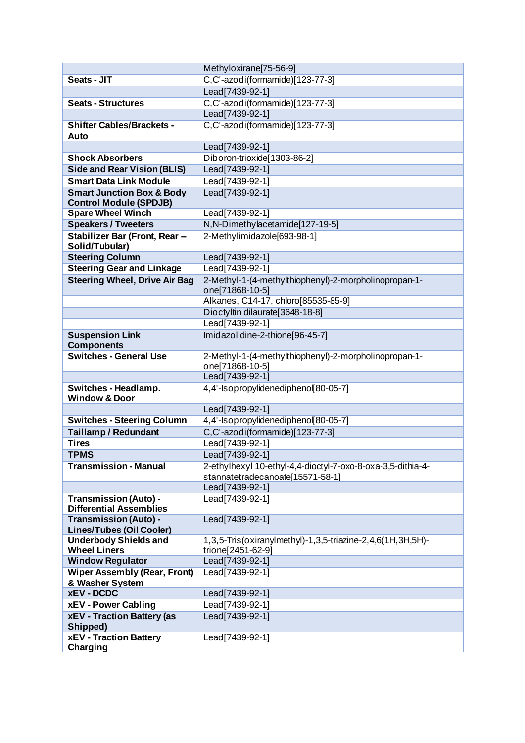| | |
|---|---|
| | Methyloxirane[75-56-9] |
| **Seats - JIT** | C,C'-azodi(formamide)[123-77-3] |
| | Lead[7439-92-1] |
| **Seats - Structures** | C,C'-azodi(formamide)[123-77-3] |
| | Lead[7439-92-1] |
| **Shifter Cables/Brackets - Auto** | C,C'-azodi(formamide)[123-77-3] |
| | Lead[7439-92-1] |
| **Shock Absorbers** | Diboron-trioxide[1303-86-2] |
| **Side and Rear Vision (BLIS)** | Lead[7439-92-1] |
| **Smart Data Link Module** | Lead[7439-92-1] |
| **Smart Junction Box & Body Control Module (SPDJB)** | Lead[7439-92-1] |
| **Spare Wheel Winch** | Lead[7439-92-1] |
| **Speakers / Tweeters** | N,N-Dimethylacetamide[127-19-5] |
| **Stabilizer Bar (Front, Rear -- Solid/Tubular)** | 2-Methylimidazole[693-98-1] |
| **Steering Column** | Lead[7439-92-1] |
| **Steering Gear and Linkage** | Lead[7439-92-1] |
| **Steering Wheel, Drive Air Bag** | 2-Methyl-1-(4-methylthiophenyl)-2-morpholinopropan-1-one[71868-10-5] |
| | Alkanes, C14-17, chloro[85535-85-9] |
| | Dioctyltin dilaurate[3648-18-8] |
| | Lead[7439-92-1] |
| **Suspension Link Components** | Imidazolidine-2-thione[96-45-7] |
| **Switches - General Use** | 2-Methyl-1-(4-methylthiophenyl)-2-morpholinopropan-1-one[71868-10-5] |
| | Lead[7439-92-1] |
| **Switches - Headlamp. Window & Door** | 4,4'-Isopropylidenediphenol[80-05-7] |
| | Lead[7439-92-1] |
| **Switches - Steering Column** | 4,4'-Isopropylidenediphenol[80-05-7] |
| **Taillamp / Redundant** | C,C'-azodi(formamide)[123-77-3] |
| **Tires** | Lead[7439-92-1] |
| **TPMS** | Lead[7439-92-1] |
| **Transmission - Manual** | 2-ethylhexyl 10-ethyl-4,4-dioctyl-7-oxo-8-oxa-3,5-dithia-4-stannatetradecanoate[15571-58-1] |
| | Lead[7439-92-1] |
| **Transmission (Auto) - Differential Assemblies** | Lead[7439-92-1] |
| **Transmission (Auto) - Lines/Tubes (Oil Cooler)** | Lead[7439-92-1] |
| **Underbody Shields and Wheel Liners** | 1,3,5-Tris(oxiranylmethyl)-1,3,5-triazine-2,4,6(1H,3H,5H)-trione[2451-62-9] |
| **Window Regulator** | Lead[7439-92-1] |
| **Wiper Assembly (Rear, Front) & Washer System** | Lead[7439-92-1] |
| **xEV - DCDC** | Lead[7439-92-1] |
| **xEV - Power Cabling** | Lead[7439-92-1] |
| **xEV - Traction Battery (as Shipped)** | Lead[7439-92-1] |
| **xEV - Traction Battery Charging** | Lead[7439-92-1] |